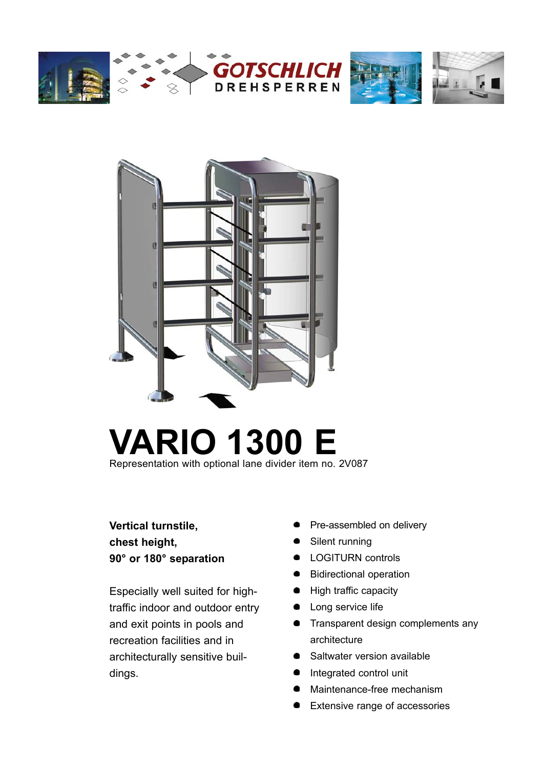GOTSCHLICH DREHSPERREN

# VARIO 1300 E

Representation with optional lane divider item no. 2V087

**Vertical turnstile, chest height, 90° or 180° separation**

Especially well suited for high-traffic indoor and outdoor entry and exit points in pools and recreation facilities and in architecturally sensitive buildings.

- Pre-assembled on delivery
- Silent running
- LOGITURN controls
- Bidirectional operation
- High traffic capacity
- Long service life
- Transparent design complements any architecture
- Saltwater version available
- Integrated control unit
- Maintenance-free mechanism
- Extensive range of accessories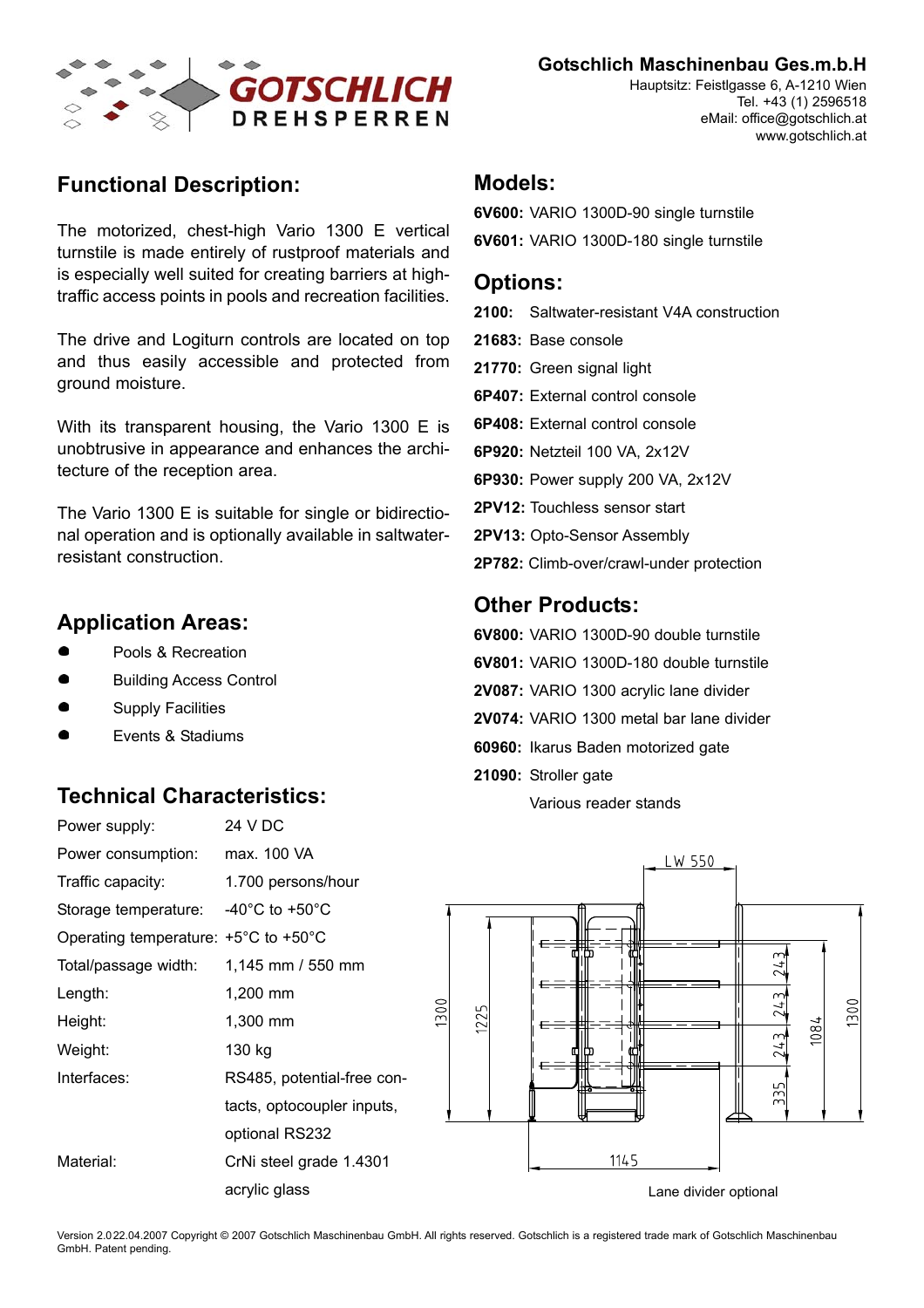**Gotschlich Maschinenbau Ges.m.b.H**
Hauptsitz: Feistlgasse 6, A-1210 Wien
Tel. +43 (1) 2596518
eMail: office@gotschlich.at
www.gotschlich.at

## Functional Description:

The motorized, chest-high Vario 1300 E vertical turnstile is made entirely of rustproof materials and is especially well suited for creating barriers at high-traffic access points in pools and recreation facilities.

The drive and Logiturn controls are located on top and thus easily accessible and protected from ground moisture.

With its transparent housing, the Vario 1300 E is unobtrusive in appearance and enhances the architecture of the reception area.

The Vario 1300 E is suitable for single or bidirectional operation and is optionally available in saltwater-resistant construction.

## Application Areas:

- Pools & Recreation
- Building Access Control
- Supply Facilities
- Events & Stadiums

## Technical Characteristics:

| | |
|---|---|
| Power supply: | 24 V DC |
| Power consumption: | max. 100 VA |
| Traffic capacity: | 1.700 persons/hour |
| Storage temperature: | -40°C to +50°C |
| Operating temperature: | +5°C to +50°C |
| Total/passage width: | 1,145 mm / 550 mm |
| Length: | 1,200 mm |
| Height: | 1,300 mm |
| Weight: | 130 kg |
| Interfaces: | RS485, potential-free contacts, optocoupler inputs, optional RS232 |
| Material: | CrNi steel grade 1.4301 acrylic glass |

## Models:

**6V600:** VARIO 1300D-90 single turnstile
**6V601:** VARIO 1300D-180 single turnstile

## Options:

**2100:** Saltwater-resistant V4A construction
**21683:** Base console
**21770:** Green signal light
**6P407:** External control console
**6P408:** External control console
**6P920:** Netzteil 100 VA, 2x12V
**6P930:** Power supply 200 VA, 2x12V
**2PV12:** Touchless sensor start
**2PV13:** Opto-Sensor Assembly
**2P782:** Climb-over/crawl-under protection

## Other Products:

**6V800:** VARIO 1300D-90 double turnstile
**6V801:** VARIO 1300D-180 double turnstile
**2V087:** VARIO 1300 acrylic lane divider
**2V074:** VARIO 1300 metal bar lane divider
**60960:** Ikarus Baden motorized gate
**21090:** Stroller gate
Various reader stands

LW 550
1300
1225
243
243
243
335
1084
1300
1145

Lane divider optional

Version 2.022.04.2007 Copyright © 2007 Gotschlich Maschinenbau GmbH. All rights reserved. Gotschlich is a registered trade mark of Gotschlich Maschinenbau GmbH. Patent pending.